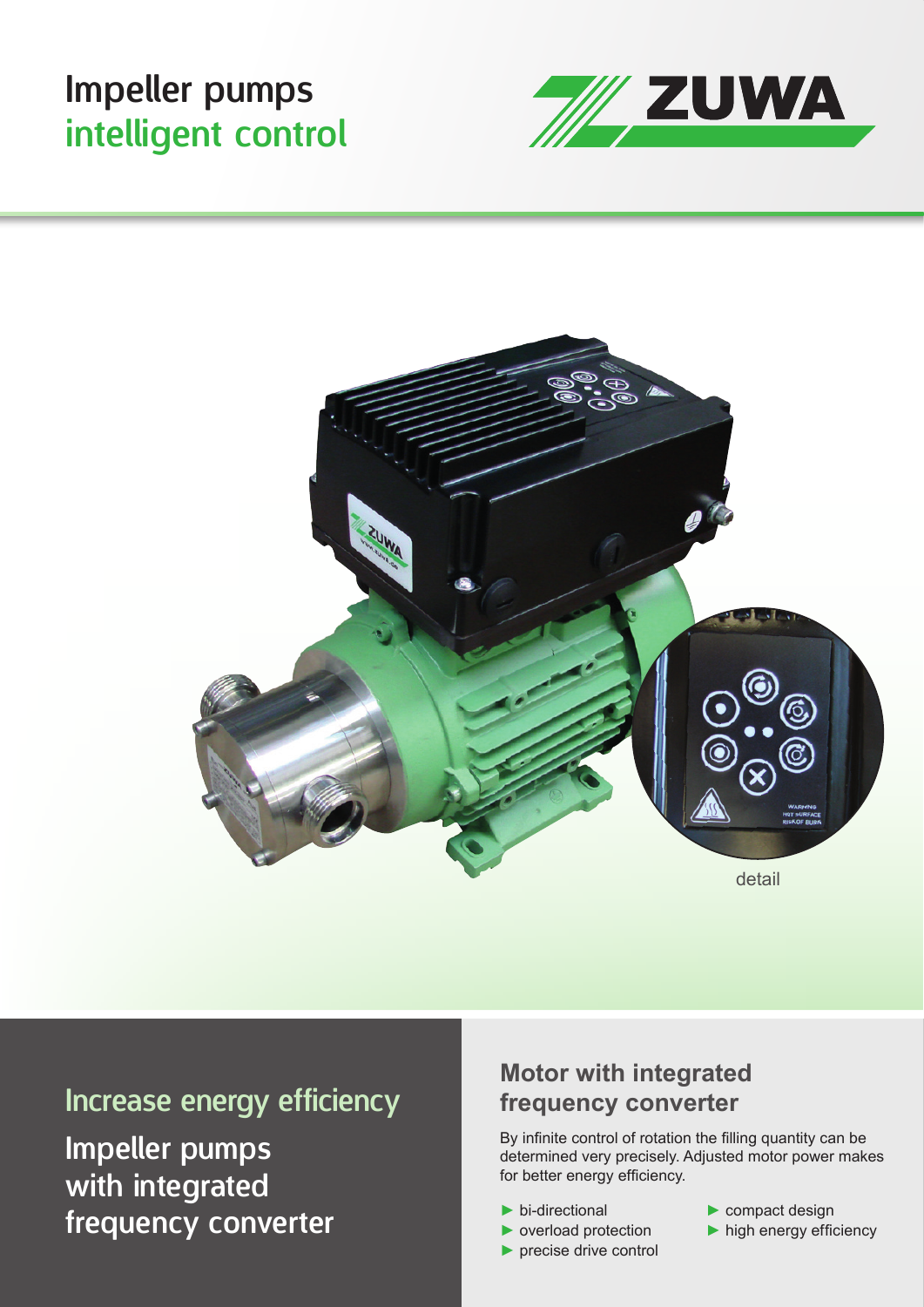# Impeller pumps
## intelligent control

ZUWA

detail

## Increase energy efficiency

# Impeller pumps with integrated frequency converter

## Motor with integrated frequency converter

By infinite control of rotation the filling quantity can be determined very precisely. Adjusted motor power makes for better energy efficiency.

- bi-directional
- overload protection
- precise drive control
- compact design
- high energy efficiency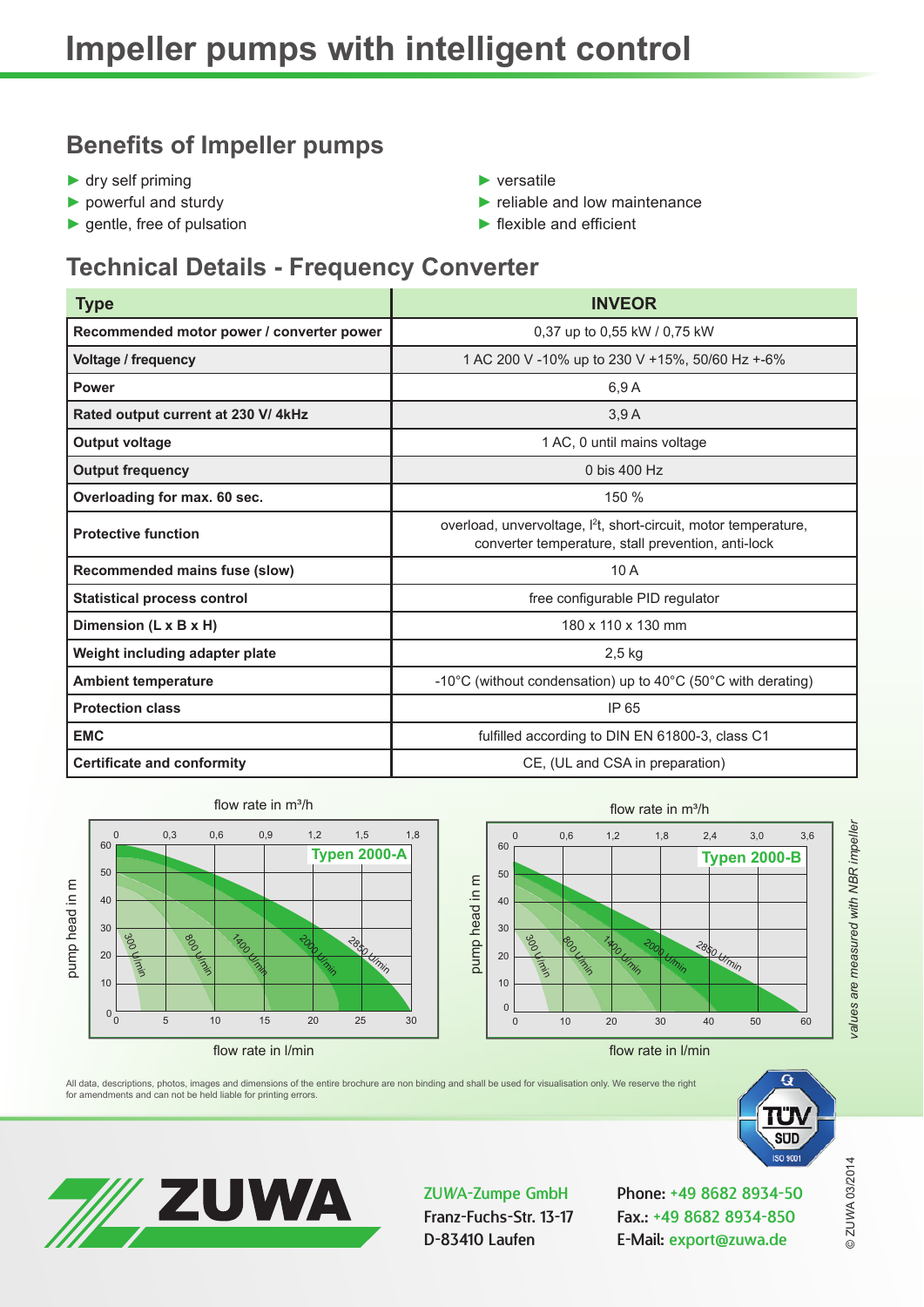# Impeller pumps with intelligent control

## Benefits of Impeller pumps

- dry self priming
- powerful and sturdy
- gentle, free of pulsation
- versatile
- reliable and low maintenance
- flexible and efficient

## Technical Details - Frequency Converter

| Type | INVEOR |
|---|---|
| Recommended motor power / converter power | 0,37 up to 0,55 kW / 0,75 kW |
| Voltage / frequency | 1 AC 200 V -10% up to 230 V +15%, 50/60 Hz +-6% |
| Power | 6,9 A |
| Rated output current at 230 V/ 4kHz | 3,9 A |
| Output voltage | 1 AC, 0 until mains voltage |
| Output frequency | 0 bis 400 Hz |
| Overloading for max. 60 sec. | 150 % |
| Protective function | overload, unvervoltage, $I^2t$, short-circuit, motor temperature, converter temperature, stall prevention, anti-lock |
| Recommended mains fuse (slow) | 10 A |
| Statistical process control | free configurable PID regulator |
| Dimension (L x B x H) | 180 x 110 x 130 mm |
| Weight including adapter plate | 2,5 kg |
| Ambient temperature | -10°C (without condensation) up to 40°C (50°C with derating) |
| Protection class | IP 65 |
| EMC | fulfilled according to DIN EN 61800-3, class C1 |
| Certificate and conformity | CE, (UL and CSA in preparation) |

Typen 2000-A

flow rate in m³/h: 0, 0,3, 0,6, 0,9, 1,2, 1,5, 1,8

pump head in m: 0, 10, 20, 30, 40, 50, 60

300 U/min, 800 U/min, 1400 U/min, 2000 U/min, 2850 U/min

flow rate in l/min: 0, 5, 10, 15, 20, 25, 30

Typen 2000-B

flow rate in m³/h: 0, 0,6, 1,2, 1,8, 2,4, 3,0, 3,6

pump head in m: 0, 10, 20, 30, 40, 50, 60

300 U/min, 800 U/min, 1400 U/min, 2000 U/min, 2850 U/min

flow rate in l/min: 0, 10, 20, 30, 40, 50, 60

*values are measured with NBR impeller*

All data, descriptions, photos, images and dimensions of the entire brochure are non binding and shall be used for visualisation only. We reserve the right for amendments and can not be held liable for printing errors.

TÜV SÜD ISO 9001

ZUWA

ZUWA-Zumpe GmbH
Franz-Fuchs-Str. 13-17
D-83410 Laufen

Phone: +49 8682 8934-50
Fax.: +49 8682 8934-850
E-Mail: export@zuwa.de

© ZUWA 03/2014